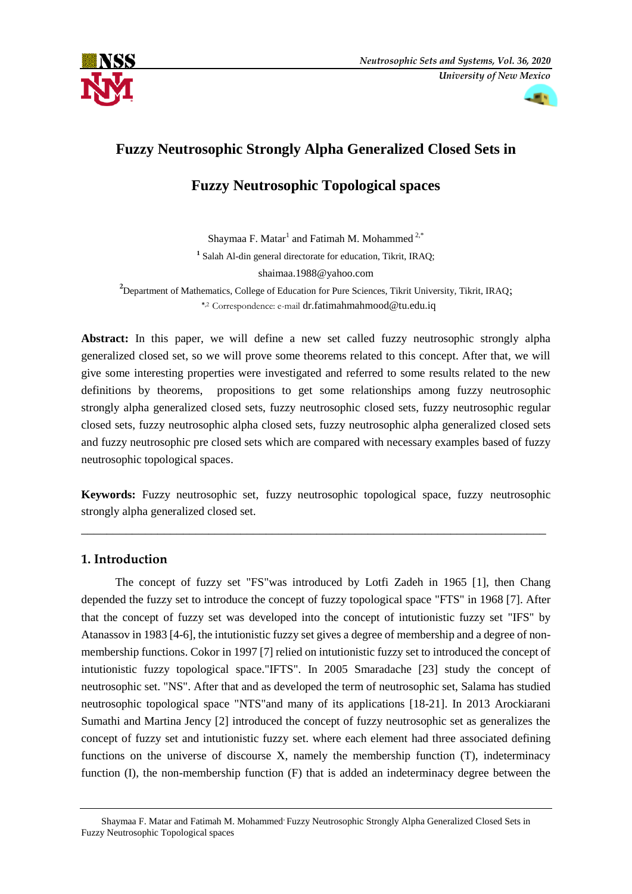# Fuzzy Neutrosophic Strongly Alpha Generalized Closed Sets in Fuzzy Neutrosophic Topological spaces

Shaymaa F. Matar[1] and Fatimah M. Mohammed [2,*]

[1] Salah Al-din general directorate for education, Tikrit, IRAQ;
shaimaa.1988@yahoo.com

[2] Department of Mathematics, College of Education for Pure Sciences, Tikrit University, Tikrit, IRAQ;
[*,2] Correspondence: e-mail dr.fatimahmahmood@tu.edu.iq

**Abstract:** In this paper, we will define a new set called fuzzy neutrosophic strongly alpha generalized closed set, so we will prove some theorems related to this concept. After that, we will give some interesting properties were investigated and referred to some results related to the new definitions by theorems, propositions to get some relationships among fuzzy neutrosophic strongly alpha generalized closed sets, fuzzy neutrosophic closed sets, fuzzy neutrosophic regular closed sets, fuzzy neutrosophic alpha closed sets, fuzzy neutrosophic alpha generalized closed sets and fuzzy neutrosophic pre closed sets which are compared with necessary examples based of fuzzy neutrosophic topological spaces.

**Keywords:** Fuzzy neutrosophic set, fuzzy neutrosophic topological space, fuzzy neutrosophic strongly alpha generalized closed set.

---

## 1. Introduction

The concept of fuzzy set "FS"was introduced by Lotfi Zadeh in 1965 [1], then Chang depended the fuzzy set to introduce the concept of fuzzy topological space "FTS" in 1968 [7]. After that the concept of fuzzy set was developed into the concept of intutionistic fuzzy set "IFS" by Atanassov in 1983 [4-6], the intutionistic fuzzy set gives a degree of membership and a degree of non-membership functions. Cokor in 1997 [7] relied on intutionistic fuzzy set to introduced the concept of intutionistic fuzzy topological space."IFTS". In 2005 Smaradache [23] study the concept of neutrosophic set. "NS". After that and as developed the term of neutrosophic set, Salama has studied neutrosophic topological space "NTS"and many of its applications [18-21]. In 2013 Arockiarani Sumathi and Martina Jency [2] introduced the concept of fuzzy neutrosophic set as generalizes the concept of fuzzy set and intutionistic fuzzy set. where each element had three associated defining functions on the universe of discourse X, namely the membership function (T), indeterminacy function (I), the non-membership function (F) that is added an indeterminacy degree between the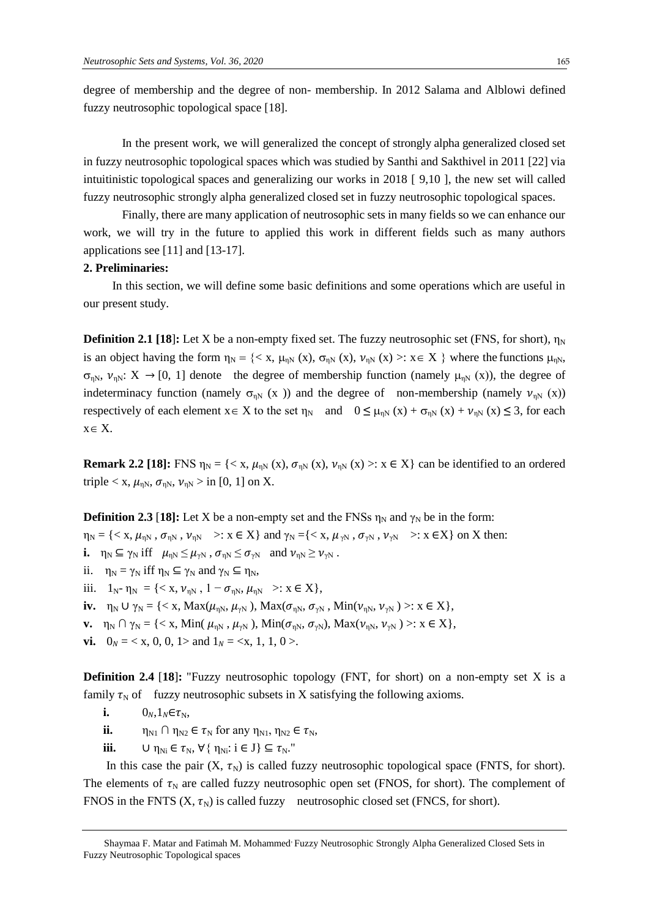degree of membership and the degree of non- membership. In 2012 Salama and Alblowi defined fuzzy neutrosophic topological space [18].

In the present work, we will generalized the concept of strongly alpha generalized closed set in fuzzy neutrosophic topological spaces which was studied by Santhi and Sakthivel in 2011 [22] via intuitinistic topological spaces and generalizing our works in 2018 [ 9,10 ], the new set will called fuzzy neutrosophic strongly alpha generalized closed set in fuzzy neutrosophic topological spaces.

Finally, there are many application of neutrosophic sets in many fields so we can enhance our work, we will try in the future to applied this work in different fields such as many authors applications see [11] and [13-17].

**2. Preliminaries:**

In this section, we will define some basic definitions and some operations which are useful in our present study.

**Definition 2.1 [18]:** Let X be a non-empty fixed set. The fuzzy neutrosophic set (FNS, for short), $\eta_N$ is an object having the form $\eta_N = \{< x, \mu_{\eta N}(x), \sigma_{\eta N}(x), \nu_{\eta N}(x) >: x \in X\}$ where the functions $\mu_{\eta N}$, $\sigma_{\eta N}$, $\nu_{\eta N}$: $X \rightarrow [0, 1]$ denote the degree of membership function (namely $\mu_{\eta N}(x)$), the degree of indeterminacy function (namely $\sigma_{\eta N}(x)$) and the degree of non-membership (namely $\nu_{\eta N}(x)$) respectively of each element $x \in X$ to the set $\eta_N$ and $0 \leq \mu_{\eta N}(x) + \sigma_{\eta N}(x) + \nu_{\eta N}(x) \leq 3$, for each $x \in X$.

**Remark 2.2 [18]:** FNS $\eta_N = \{< x, \mu_{\eta N}(x), \sigma_{\eta N}(x), \nu_{\eta N}(x) >: x \in X\}$ can be identified to an ordered triple $< x, \mu_{\eta N}, \sigma_{\eta N}, \nu_{\eta N} >$ in [0, 1] on X.

**Definition 2.3 [18]:** Let X be a non-empty set and the FNSs $\eta_N$ and $\gamma_N$ be in the form:
$\eta_N = \{< x, \mu_{\eta N}, \sigma_{\eta N}, \nu_{\eta N} >: x \in X\}$ and $\gamma_N = \{< x, \mu_{\gamma N}, \sigma_{\gamma N}, \nu_{\gamma N} >: x \in X\}$ on X then:

**i.** $\eta_N \subseteq \gamma_N$ iff $\mu_{\eta N} \leq \mu_{\gamma N}$, $\sigma_{\eta N} \leq \sigma_{\gamma N}$ and $\nu_{\eta N} \geq \nu_{\gamma N}$.

ii. $\eta_N = \gamma_N$ iff $\eta_N \subseteq \gamma_N$ and $\gamma_N \subseteq \eta_N$,

iii. $1_N - \eta_N = \{< x, \nu_{\eta N}, 1 - \sigma_{\eta N}, \mu_{\eta N} >: x \in X\}$,

**iv.** $\eta_N \cup \gamma_N = \{< x, \mathrm{Max}(\mu_{\eta N}, \mu_{\gamma N}), \mathrm{Max}(\sigma_{\eta N}, \sigma_{\gamma N}), \mathrm{Min}(\nu_{\eta N}, \nu_{\gamma N}) >: x \in X\}$,

**v.** $\eta_N \cap \gamma_N = \{< x, \mathrm{Min}(\mu_{\eta N}, \mu_{\gamma N}), \mathrm{Min}(\sigma_{\eta N}, \sigma_{\gamma N}), \mathrm{Max}(\nu_{\eta N}, \nu_{\gamma N}) >: x \in X\}$,

**vi.** $0_N = < x, 0, 0, 1 >$ and $1_N = < x, 1, 1, 0 >$.

**Definition 2.4 [18]:** "Fuzzy neutrosophic topology (FNT, for short) on a non-empty set X is a family $\tau_N$ of fuzzy neutrosophic subsets in X satisfying the following axioms.

**i.** $0_N, 1_N \in \tau_N$,

**ii.** $\eta_{N1} \cap \eta_{N2} \in \tau_N$ for any $\eta_{N1}, \eta_{N2} \in \tau_N$,

**iii.** $\cup\, \eta_{Ni} \in \tau_N$, $\forall \{\eta_{Ni}: i \in J\} \subseteq \tau_N$."

In this case the pair $(X, \tau_N)$ is called fuzzy neutrosophic topological space (FNTS, for short). The elements of $\tau_N$ are called fuzzy neutrosophic open set (FNOS, for short). The complement of FNOS in the FNTS $(X, \tau_N)$ is called fuzzy neutrosophic closed set (FNCS, for short).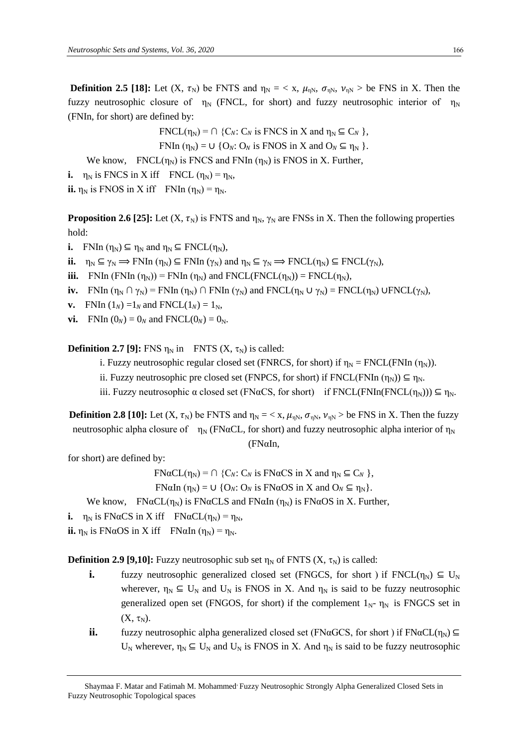**Definition 2.5 [18]:** Let $(X, \tau_N)$ be FNTS and $\eta_N = < x, \mu_{\eta N}, \sigma_{\eta N}, \nu_{\eta N} >$ be FNS in X. Then the fuzzy neutrosophic closure of $\eta_N$ (FNCL, for short) and fuzzy neutrosophic interior of $\eta_N$ (FNIn, for short) are defined by:

$$\text{FNCL}(\eta_N) = \cap \{C_N : C_N \text{ is FNCS in X and } \eta_N \subseteq C_N \},$$

$$\text{FNIn}(\eta_N) = \cup \{O_N : O_N \text{ is FNOS in X and } O_N \subseteq \eta_N \}.$$

We know, $\text{FNCL}(\eta_N)$ is FNCS and $\text{FNIn}(\eta_N)$ is FNOS in X. Further,

**i.** $\eta_N$ is FNCS in X iff $\text{FNCL}(\eta_N) = \eta_N$,

**ii.** $\eta_N$ is FNOS in X iff $\text{FNIn}(\eta_N) = \eta_N$.

**Proposition 2.6 [25]:** Let $(X, \tau_N)$ is FNTS and $\eta_N$, $\gamma_N$ are FNSs in X. Then the following properties hold:

**i.** $\text{FNIn}(\eta_N) \subseteq \eta_N$ and $\eta_N \subseteq \text{FNCL}(\eta_N)$,

**ii.** $\eta_N \subseteq \gamma_N \Longrightarrow \text{FNIn}(\eta_N) \subseteq \text{FNIn}(\gamma_N)$ and $\eta_N \subseteq \gamma_N \Longrightarrow \text{FNCL}(\eta_N) \subseteq \text{FNCL}(\gamma_N)$,

**iii.** $\text{FNIn}(\text{FNIn}(\eta_N)) = \text{FNIn}(\eta_N)$ and $\text{FNCL}(\text{FNCL}(\eta_N)) = \text{FNCL}(\eta_N)$,

**iv.** $\text{FNIn}(\eta_N \cap \gamma_N) = \text{FNIn}(\eta_N) \cap \text{FNIn}(\gamma_N)$ and $\text{FNCL}(\eta_N \cup \gamma_N) = \text{FNCL}(\eta_N) \cup \text{FNCL}(\gamma_N)$,

**v.** $\text{FNIn}(1_N) = 1_N$ and $\text{FNCL}(1_N) = 1_N$,

**vi.** $\text{FNIn}(0_N) = 0_N$ and $\text{FNCL}(0_N) = 0_N$.

**Definition 2.7 [9]:** FNS $\eta_N$ in FNTS $(X, \tau_N)$ is called:

i. Fuzzy neutrosophic regular closed set (FNRCS, for short) if $\eta_N = \text{FNCL}(\text{FNIn}(\eta_N))$.

ii. Fuzzy neutrosophic pre closed set (FNPCS, for short) if $\text{FNCL}(\text{FNIn}(\eta_N)) \subseteq \eta_N$.

iii. Fuzzy neutrosophic α closed set (FNαCS, for short) if $\text{FNCL}(\text{FNIn}(\text{FNCL}(\eta_N))) \subseteq \eta_N$.

**Definition 2.8 [10]:** Let $(X, \tau_N)$ be FNTS and $\eta_N = < x, \mu_{\eta N}, \sigma_{\eta N}, \nu_{\eta N} >$ be FNS in X. Then the fuzzy neutrosophic alpha closure of $\eta_N$ (FNαCL, for short) and fuzzy neutrosophic alpha interior of $\eta_N$ (FNαIn, for short) are defined by:

$$\text{FN}\alpha\text{CL}(\eta_N) = \cap \{C_N : C_N \text{ is FN}\alpha\text{CS in X and } \eta_N \subseteq C_N \},$$

$$\text{FN}\alpha\text{In}(\eta_N) = \cup \{O_N : O_N \text{ is FN}\alpha\text{OS in X and } O_N \subseteq \eta_N\}.$$

We know, $\text{FN}\alpha\text{CL}(\eta_N)$ is FNαCLS and $\text{FN}\alpha\text{In}(\eta_N)$ is FNαOS in X. Further,

**i.** $\eta_N$ is FNαCS in X iff $\text{FN}\alpha\text{CL}(\eta_N) = \eta_N$,

**ii.** $\eta_N$ is FNαOS in X iff $\text{FN}\alpha\text{In}(\eta_N) = \eta_N$.

**Definition 2.9 [9,10]:** Fuzzy neutrosophic sub set $\eta_N$ of FNTS $(X, \tau_N)$ is called:

**i.** fuzzy neutrosophic generalized closed set (FNGCS, for short ) if $\text{FNCL}(\eta_N) \subseteq U_N$ wherever, $\eta_N \subseteq U_N$ and $U_N$ is FNOS in X. And $\eta_N$ is said to be fuzzy neutrosophic generalized open set (FNGOS, for short) if the complement $1_N - \eta_N$ is FNGCS set in $(X, \tau_N)$.

**ii.** fuzzy neutrosophic alpha generalized closed set (FNαGCS, for short ) if $\text{FN}\alpha\text{CL}(\eta_N) \subseteq U_N$ wherever, $\eta_N \subseteq U_N$ and $U_N$ is FNOS in X. And $\eta_N$ is said to be fuzzy neutrosophic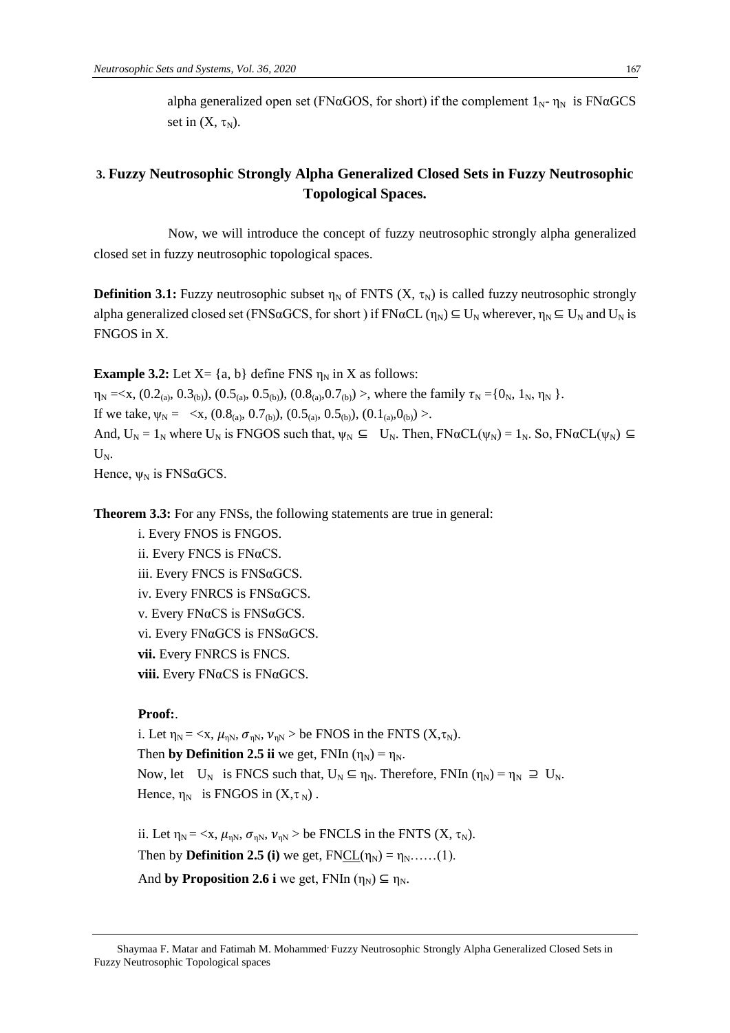alpha generalized open set (FNαGOS, for short) if the complement $1_N$- $\eta_N$ is FNαGCS set in (X, $\tau_N$).

## 3. Fuzzy Neutrosophic Strongly Alpha Generalized Closed Sets in Fuzzy Neutrosophic Topological Spaces.

Now, we will introduce the concept of fuzzy neutrosophic strongly alpha generalized closed set in fuzzy neutrosophic topological spaces.

**Definition 3.1:** Fuzzy neutrosophic subset $\eta_N$ of FNTS (X, $\tau_N$) is called fuzzy neutrosophic strongly alpha generalized closed set (FNSαGCS, for short ) if FNαCL ($\eta_N$) ⊆ $U_N$ wherever, $\eta_N$ ⊆ $U_N$ and $U_N$ is FNGOS in X.

**Example 3.2:** Let X= {a, b} define FNS $\eta_N$ in X as follows:
$\eta_N$ =<x, ($0.2_{(a)}$, $0.3_{(b)}$), ($0.5_{(a)}$, $0.5_{(b)}$), ($0.8_{(a)}$,$0.7_{(b)}$) >, where the family $\tau_N$ ={$0_N$, $1_N$, $\eta_N$ }.
If we take, $\psi_N$ = <x, ($0.8_{(a)}$, $0.7_{(b)}$), ($0.5_{(a)}$, $0.5_{(b)}$), ($0.1_{(a)}$,$0_{(b)}$) >.
And, $U_N$ = $1_N$ where $U_N$ is FNGOS such that, $\psi_N$ ⊆ $U_N$. Then, FNαCL($\psi_N$) = $1_N$. So, FNαCL($\psi_N$) ⊆ $U_N$.
Hence, $\psi_N$ is FNSαGCS.

**Theorem 3.3:** For any FNSs, the following statements are true in general:

i. Every FNOS is FNGOS.
ii. Every FNCS is FNαCS.
iii. Every FNCS is FNSαGCS.
iv. Every FNRCS is FNSαGCS.
v. Every FNαCS is FNSαGCS.
vi. Every FNαGCS is FNSαGCS.
**vii.** Every FNRCS is FNCS.
**viii.** Every FNαCS is FNαGCS.

**Proof:**.

i. Let $\eta_N$ = <x, $\mu_{\eta N}$, $\sigma_{\eta N}$, $\nu_{\eta N}$ > be FNOS in the FNTS (X,$\tau_N$).
Then **by Definition 2.5 ii** we get, FNIn ($\eta_N$) = $\eta_N$.
Now, let $U_N$ is FNCS such that, $U_N$ ⊆ $\eta_N$. Therefore, FNIn ($\eta_N$) = $\eta_N$ ⊇ $U_N$.
Hence, $\eta_N$ is FNGOS in (X,$\tau_N$) .

ii. Let $\eta_N$ = <x, $\mu_{\eta N}$, $\sigma_{\eta N}$, $\nu_{\eta N}$ > be FNCLS in the FNTS (X, $\tau_N$).
Then by **Definition 2.5 (i)** we get, FN<u>CL</u>($\eta_N$) = $\eta_N$……(1).
And **by Proposition 2.6 i** we get, FNIn ($\eta_N$) ⊆ $\eta_N$.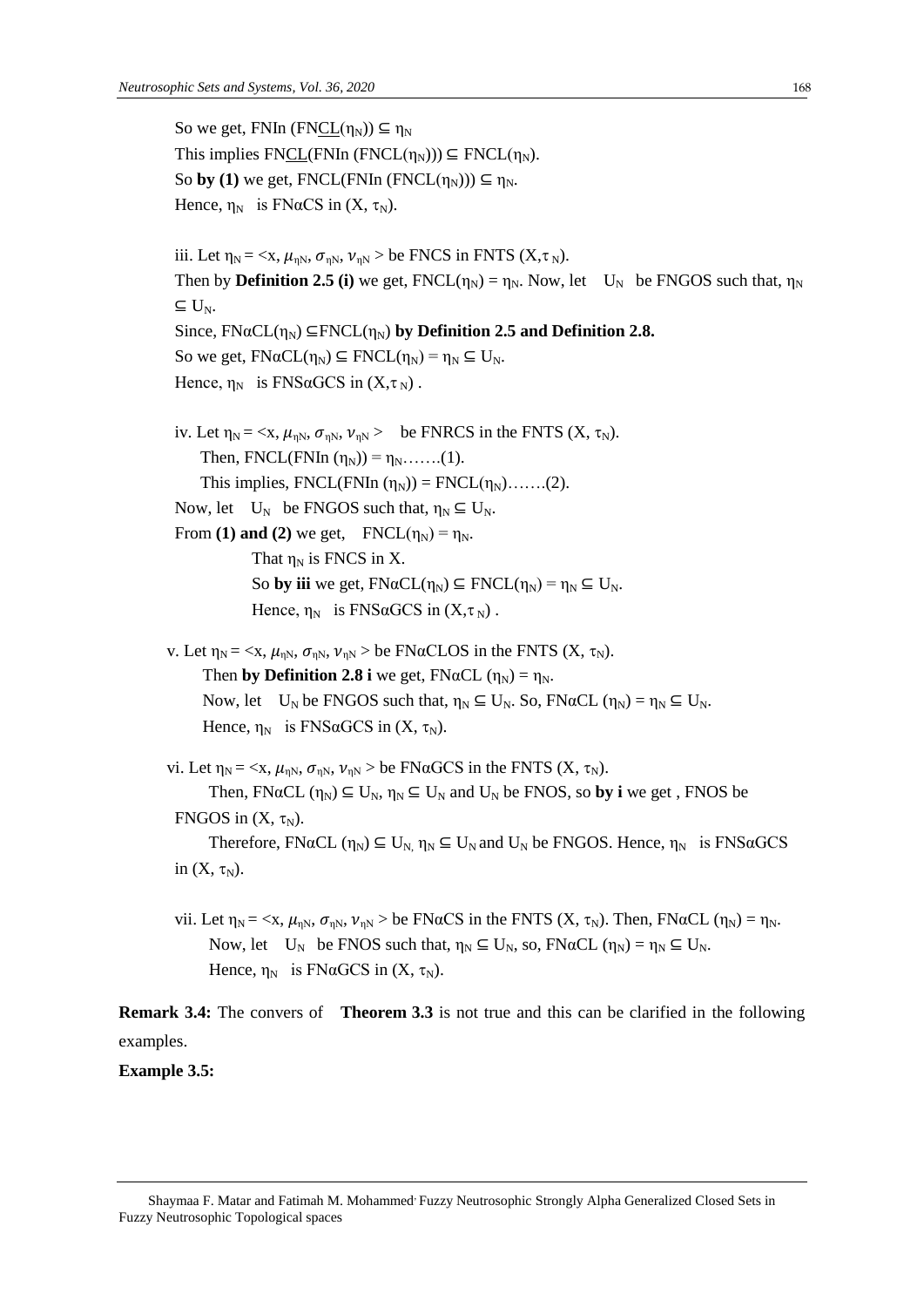So we get, FNIn (FN<u>CL</u>($\eta_N$)) ⊆ $\eta_N$

This implies FN<u>CL</u>(FNIn (FNCL($\eta_N$))) ⊆ FNCL($\eta_N$).

So **by (1)** we get, FNCL(FNIn (FNCL($\eta_N$))) ⊆ $\eta_N$.

Hence, $\eta_N$ is FNαCS in (X, $\tau_N$).

iii. Let $\eta_N$ = <x, $\mu_{\eta N}$, $\sigma_{\eta N}$, $\nu_{\eta N}$ > be FNCS in FNTS (X,$\tau_N$).

Then by **Definition 2.5 (i)** we get, FNCL($\eta_N$) = $\eta_N$. Now, let $U_N$ be FNGOS such that, $\eta_N$ ⊆ $U_N$.

Since, FNαCL($\eta_N$) ⊆FNCL($\eta_N$) **by Definition 2.5 and Definition 2.8.**

So we get, FNαCL($\eta_N$) ⊆ FNCL($\eta_N$) = $\eta_N$ ⊆ $U_N$.

Hence, $\eta_N$ is FNSαGCS in (X,$\tau_N$) .

iv. Let $\eta_N$ = <x, $\mu_{\eta N}$, $\sigma_{\eta N}$, $\nu_{\eta N}$ > be FNRCS in the FNTS (X, $\tau_N$).

Then, FNCL(FNIn ($\eta_N$)) = $\eta_N$…….(1).

This implies, FNCL(FNIn ($\eta_N$)) = FNCL($\eta_N$)…….(2).

Now, let $U_N$ be FNGOS such that, $\eta_N$ ⊆ $U_N$.

From **(1) and (2)** we get, FNCL($\eta_N$) = $\eta_N$.

That $\eta_N$ is FNCS in X.

So **by iii** we get, FNαCL($\eta_N$) ⊆ FNCL($\eta_N$) = $\eta_N$ ⊆ $U_N$.

Hence, $\eta_N$ is FNSαGCS in (X,$\tau_N$) .

v. Let $\eta_N$ = <x, $\mu_{\eta N}$, $\sigma_{\eta N}$, $\nu_{\eta N}$ > be FNαCLOS in the FNTS (X, $\tau_N$).

Then **by Definition 2.8 i** we get, FNαCL ($\eta_N$) = $\eta_N$.

Now, let $U_N$ be FNGOS such that, $\eta_N$ ⊆ $U_N$. So, FNαCL ($\eta_N$) = $\eta_N$ ⊆ $U_N$.

Hence, $\eta_N$ is FNSαGCS in (X, $\tau_N$).

vi. Let $\eta_N$ = <x, $\mu_{\eta N}$, $\sigma_{\eta N}$, $\nu_{\eta N}$ > be FNαGCS in the FNTS (X, $\tau_N$).

Then, FNαCL ($\eta_N$) ⊆ $U_N$, $\eta_N$ ⊆ $U_N$ and $U_N$ be FNOS, so **by i** we get , FNOS be FNGOS in (X, $\tau_N$).

Therefore, FNαCL ($\eta_N$) ⊆ $U_N$, $\eta_N$ ⊆ $U_N$ and $U_N$ be FNGOS. Hence, $\eta_N$ is FNSαGCS in (X, $\tau_N$).

vii. Let $\eta_N$ = <x, $\mu_{\eta N}$, $\sigma_{\eta N}$, $\nu_{\eta N}$ > be FNαCS in the FNTS (X, $\tau_N$). Then, FNαCL ($\eta_N$) = $\eta_N$.

Now, let $U_N$ be FNOS such that, $\eta_N$ ⊆ $U_N$, so, FNαCL ($\eta_N$) = $\eta_N$ ⊆ $U_N$.

Hence, $\eta_N$ is FNαGCS in (X, $\tau_N$).

**Remark 3.4:** The convers of **Theorem 3.3** is not true and this can be clarified in the following examples.

**Example 3.5:**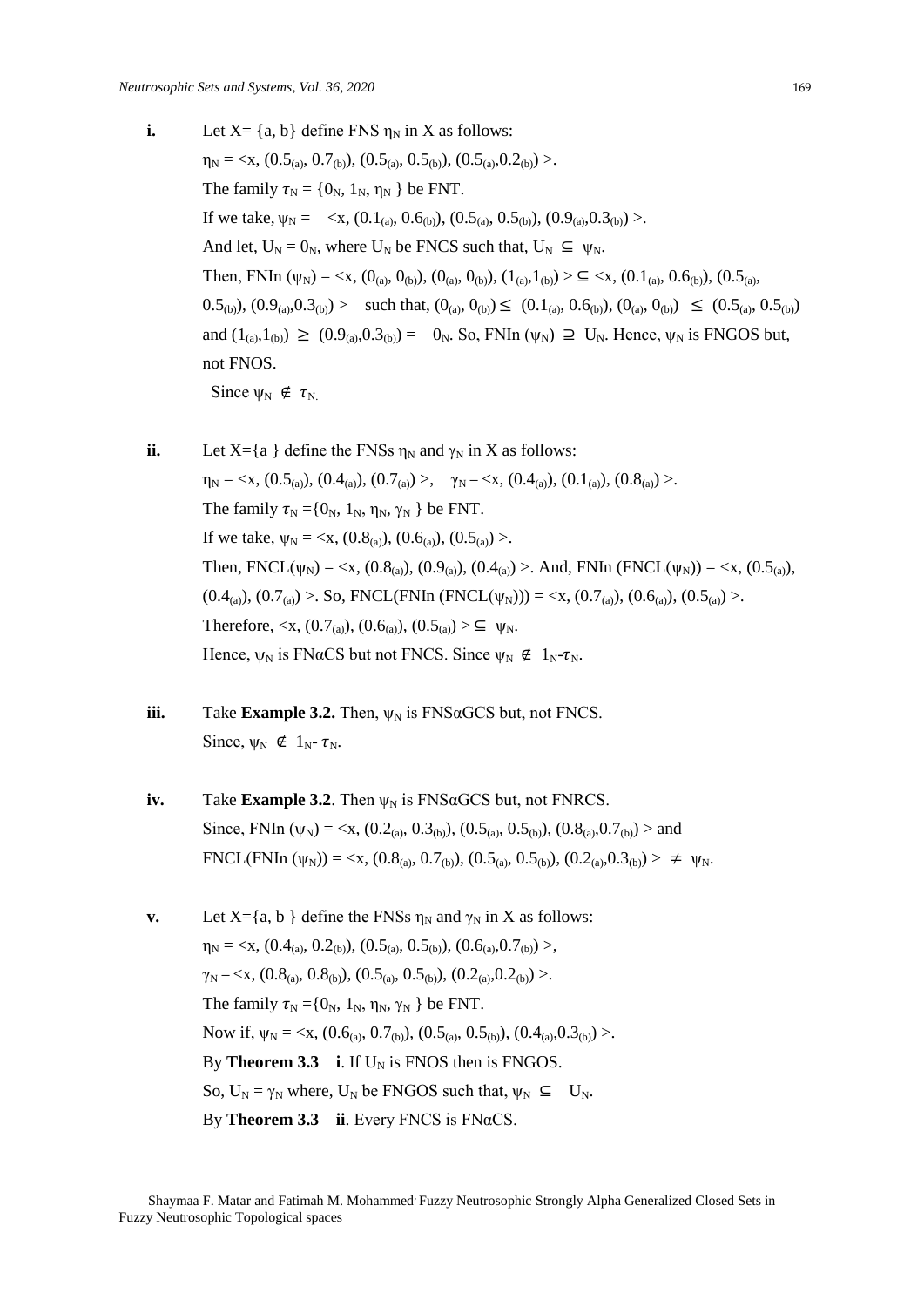**i.** Let X= {a, b} define FNS $\eta_N$ in X as follows:

$\eta_N = \langle x, (0.5_{(a)}, 0.7_{(b)}), (0.5_{(a)}, 0.5_{(b)}), (0.5_{(a)}, 0.2_{(b)}) \rangle$.

The family $\tau_N = \{0_N, 1_N, \eta_N\}$ be FNT.

If we take, $\psi_N = \langle x, (0.1_{(a)}, 0.6_{(b)}), (0.5_{(a)}, 0.5_{(b)}), (0.9_{(a)}, 0.3_{(b)}) \rangle$.

And let, $U_N = 0_N$, where $U_N$ be FNCS such that, $U_N \subseteq \psi_N$.

Then, FNIn $(\psi_N) = \langle x, (0_{(a)}, 0_{(b)}), (0_{(a)}, 0_{(b)}), (1_{(a)}, 1_{(b)}) \rangle \subseteq \langle x, (0.1_{(a)}, 0.6_{(b)}), (0.5_{(a)}, 0.5_{(b)}), (0.9_{(a)}, 0.3_{(b)}) \rangle$ such that, $(0_{(a)}, 0_{(b)}) \leq (0.1_{(a)}, 0.6_{(b)})$, $(0_{(a)}, 0_{(b)}) \leq (0.5_{(a)}, 0.5_{(b)})$ and $(1_{(a)}, 1_{(b)}) \geq (0.9_{(a)}, 0.3_{(b)}) = 0_N$. So, FNIn $(\psi_N) \supseteq U_N$. Hence, $\psi_N$ is FNGOS but, not FNOS.

Since $\psi_N \notin \tau_N$.

**ii.** Let X={a } define the FNSs $\eta_N$ and $\gamma_N$ in X as follows:

$\eta_N = \langle x, (0.5_{(a)}), (0.4_{(a)}), (0.7_{(a)}) \rangle$, $\gamma_N = \langle x, (0.4_{(a)}), (0.1_{(a)}), (0.8_{(a)}) \rangle$.

The family $\tau_N = \{0_N, 1_N, \eta_N, \gamma_N\}$ be FNT.

If we take, $\psi_N = \langle x, (0.8_{(a)}), (0.6_{(a)}), (0.5_{(a)}) \rangle$.

Then, FNCL$(\psi_N) = \langle x, (0.8_{(a)}), (0.9_{(a)}), (0.4_{(a)}) \rangle$. And, FNIn (FNCL$(\psi_N)) = \langle x, (0.5_{(a)}), (0.4_{(a)}), (0.7_{(a)}) \rangle$. So, FNCL(FNIn (FNCL$(\psi_N))) = \langle x, (0.7_{(a)}), (0.6_{(a)}), (0.5_{(a)}) \rangle$.

Therefore, $\langle x, (0.7_{(a)}), (0.6_{(a)}), (0.5_{(a)}) \rangle \subseteq \psi_N$.

Hence, $\psi_N$ is FNαCS but not FNCS. Since $\psi_N \notin 1_N\text{-}\tau_N$.

**iii.** Take **Example 3.2.** Then, $\psi_N$ is FNSαGCS but, not FNCS.

Since, $\psi_N \notin 1_N\text{-}\tau_N$.

**iv.** Take **Example 3.2**. Then $\psi_N$ is FNSαGCS but, not FNRCS.

Since, FNIn $(\psi_N) = \langle x, (0.2_{(a)}, 0.3_{(b)}), (0.5_{(a)}, 0.5_{(b)}), (0.8_{(a)}, 0.7_{(b)}) \rangle$ and FNCL(FNIn $(\psi_N)) = \langle x, (0.8_{(a)}, 0.7_{(b)}), (0.5_{(a)}, 0.5_{(b)}), (0.2_{(a)}, 0.3_{(b)}) \rangle \neq \psi_N$.

**v.** Let X={a, b } define the FNSs $\eta_N$ and $\gamma_N$ in X as follows:

$\eta_N = \langle x, (0.4_{(a)}, 0.2_{(b)}), (0.5_{(a)}, 0.5_{(b)}), (0.6_{(a)}, 0.7_{(b)}) \rangle$,

$\gamma_N = \langle x, (0.8_{(a)}, 0.8_{(b)}), (0.5_{(a)}, 0.5_{(b)}), (0.2_{(a)}, 0.2_{(b)}) \rangle$.

The family $\tau_N = \{0_N, 1_N, \eta_N, \gamma_N\}$ be FNT.

Now if, $\psi_N = \langle x, (0.6_{(a)}, 0.7_{(b)}), (0.5_{(a)}, 0.5_{(b)}), (0.4_{(a)}, 0.3_{(b)}) \rangle$.

By **Theorem 3.3** **i**. If $U_N$ is FNOS then is FNGOS.

So, $U_N = \gamma_N$ where, $U_N$ be FNGOS such that, $\psi_N \subseteq U_N$.

By **Theorem 3.3** **ii**. Every FNCS is FNαCS.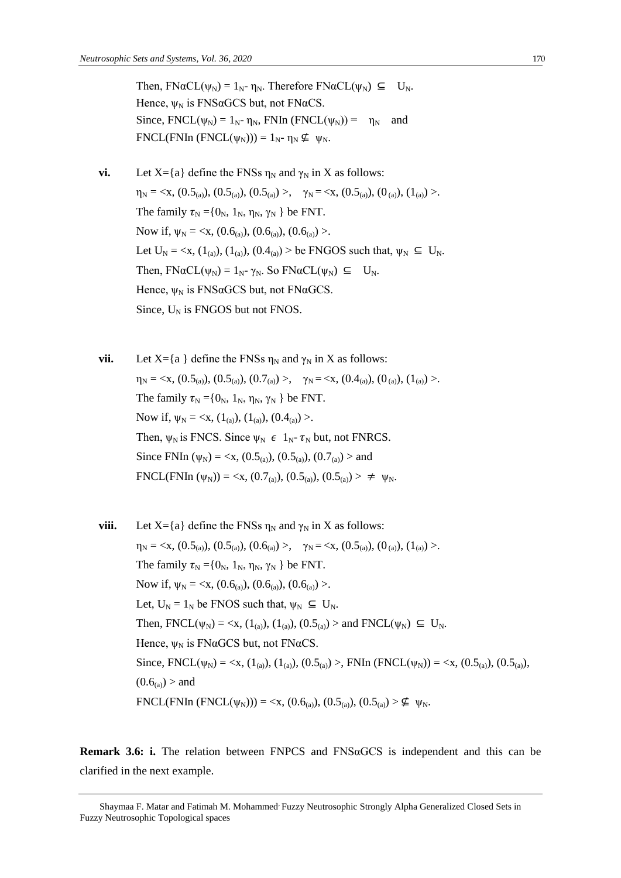Then, $FN\alpha CL(\psi_N) = 1_N - \eta_N$. Therefore $FN\alpha CL(\psi_N) \subseteq U_N$.
Hence, $\psi_N$ is FNSαGCS but, not FNαCS.
Since, $FNCL(\psi_N) = 1_N - \eta_N$, $FNIn\,(FNCL(\psi_N)) = \eta_N$ and
$FNCL(FNIn\,(FNCL(\psi_N))) = 1_N - \eta_N \nsubseteq \psi_N$.

**vi.** Let $X=\{a\}$ define the FNSs $\eta_N$ and $\gamma_N$ in X as follows:
$\eta_N = <x, (0.5_{(a)}), (0.5_{(a)}), (0.5_{(a)})>$, $\gamma_N = <x, (0.5_{(a)}), (0_{(a)}), (1_{(a)})>$.
The family $\tau_N = \{0_N, 1_N, \eta_N, \gamma_N\}$ be FNT.
Now if, $\psi_N = <x, (0.6_{(a)}), (0.6_{(a)}), (0.6_{(a)})>$.
Let $U_N = <x, (1_{(a)}), (1_{(a)}), (0.4_{(a)})>$ be FNGOS such that, $\psi_N \subseteq U_N$.
Then, $FN\alpha CL(\psi_N) = 1_N - \gamma_N$. So $FN\alpha CL(\psi_N) \subseteq U_N$.
Hence, $\psi_N$ is FNSαGCS but, not FNαGCS.
Since, $U_N$ is FNGOS but not FNOS.

**vii.** Let $X=\{a\}$ define the FNSs $\eta_N$ and $\gamma_N$ in X as follows:
$\eta_N = <x, (0.5_{(a)}), (0.5_{(a)}), (0.7_{(a)})>$, $\gamma_N = <x, (0.4_{(a)}), (0_{(a)}), (1_{(a)})>$.
The family $\tau_N = \{0_N, 1_N, \eta_N, \gamma_N\}$ be FNT.
Now if, $\psi_N = <x, (1_{(a)}), (1_{(a)}), (0.4_{(a)})>$.
Then, $\psi_N$ is FNCS. Since $\psi_N \in 1_N - \tau_N$ but, not FNRCS.
Since $FNIn\,(\psi_N) = <x, (0.5_{(a)}), (0.5_{(a)}), (0.7_{(a)})>$ and
$FNCL(FNIn\,(\psi_N)) = <x, (0.7_{(a)}), (0.5_{(a)}), (0.5_{(a)})> \neq \psi_N$.

**viii.** Let $X=\{a\}$ define the FNSs $\eta_N$ and $\gamma_N$ in X as follows:
$\eta_N = <x, (0.5_{(a)}), (0.5_{(a)}), (0.6_{(a)})>$, $\gamma_N = <x, (0.5_{(a)}), (0_{(a)}), (1_{(a)})>$.
The family $\tau_N = \{0_N, 1_N, \eta_N, \gamma_N\}$ be FNT.
Now if, $\psi_N = <x, (0.6_{(a)}), (0.6_{(a)}), (0.6_{(a)})>$.
Let, $U_N = 1_N$ be FNOS such that, $\psi_N \subseteq U_N$.
Then, $FNCL(\psi_N) = <x, (1_{(a)}), (1_{(a)}), (0.5_{(a)})>$ and $FNCL(\psi_N) \subseteq U_N$.
Hence, $\psi_N$ is FNαGCS but, not FNαCS.
Since, $FNCL(\psi_N) = <x, (1_{(a)}), (1_{(a)}), (0.5_{(a)})>$, $FNIn\,(FNCL(\psi_N)) = <x, (0.5_{(a)}), (0.5_{(a)}), (0.6_{(a)})>$ and
$FNCL(FNIn\,(FNCL(\psi_N))) = <x, (0.6_{(a)}), (0.5_{(a)}), (0.5_{(a)})> \nsubseteq \psi_N$.

**Remark 3.6: i.** The relation between FNPCS and FNSαGCS is independent and this can be clarified in the next example.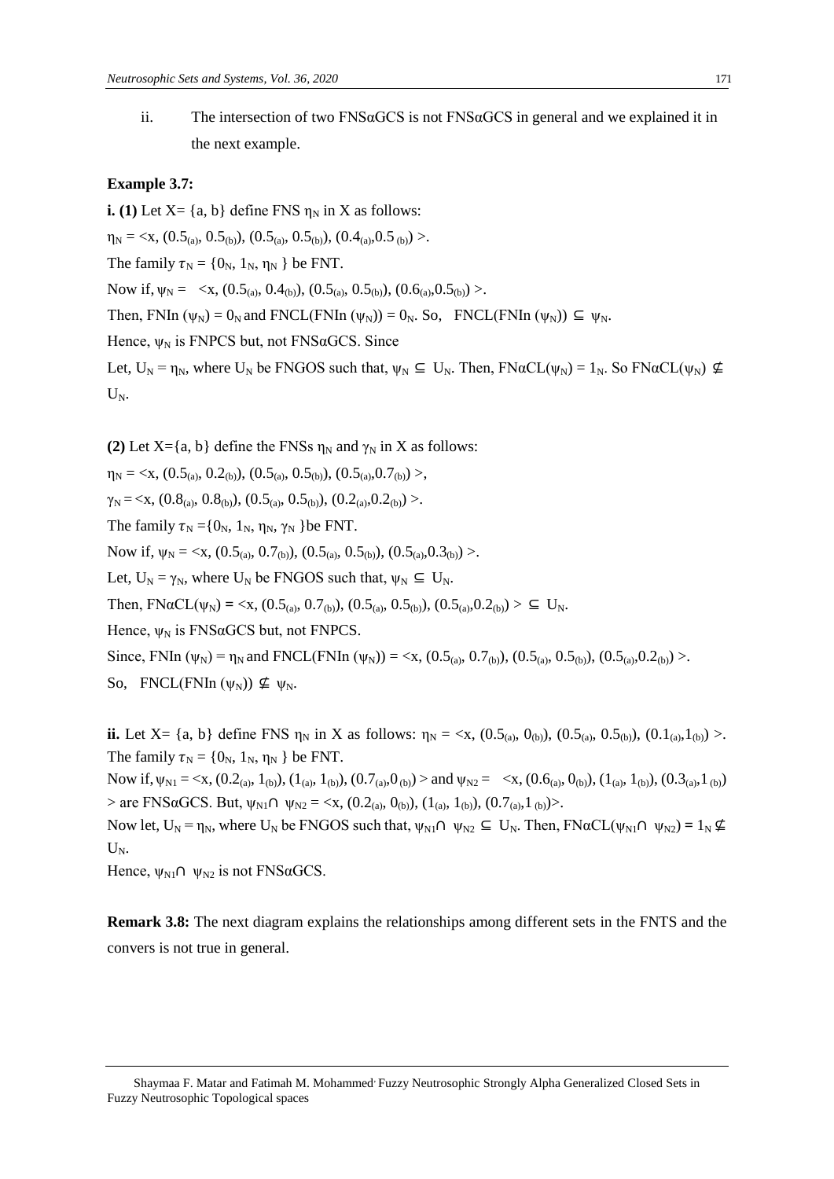ii. The intersection of two FNSαGCS is not FNSαGCS in general and we explained it in the next example.

**Example 3.7:**

**i. (1)** Let X= {a, b} define FNS $\eta_N$ in X as follows:

$\eta_N$ = <x, $(0.5_{(a)}, 0.5_{(b)})$, $(0.5_{(a)}, 0.5_{(b)})$, $(0.4_{(a)}, 0.5_{(b)})$ >.

The family $\tau_N$ = {$0_N$, $1_N$, $\eta_N$ } be FNT.

Now if, $\psi_N$ = <x, $(0.5_{(a)}, 0.4_{(b)})$, $(0.5_{(a)}, 0.5_{(b)})$, $(0.6_{(a)}, 0.5_{(b)})$ >.

Then, FNIn ($\psi_N$) = $0_N$ and FNCL(FNIn ($\psi_N$)) = $0_N$. So, FNCL(FNIn ($\psi_N$)) $\subseteq$ $\psi_N$.

Hence, $\psi_N$ is FNPCS but, not FNSαGCS. Since

Let, $U_N = \eta_N$, where $U_N$ be FNGOS such that, $\psi_N \subseteq U_N$. Then, FNαCL($\psi_N$) = $1_N$. So FNαCL($\psi_N$) $\nsubseteq$ $U_N$.

**(2)** Let X={a, b} define the FNSs $\eta_N$ and $\gamma_N$ in X as follows:

$\eta_N$ = <x, $(0.5_{(a)}, 0.2_{(b)})$, $(0.5_{(a)}, 0.5_{(b)})$, $(0.5_{(a)}, 0.7_{(b)})$ >,

$\gamma_N$ = <x, $(0.8_{(a)}, 0.8_{(b)})$, $(0.5_{(a)}, 0.5_{(b)})$, $(0.2_{(a)}, 0.2_{(b)})$ >.

The family $\tau_N$ ={$0_N$, $1_N$, $\eta_N$, $\gamma_N$ }be FNT.

Now if, $\psi_N$ = <x, $(0.5_{(a)}, 0.7_{(b)})$, $(0.5_{(a)}, 0.5_{(b)})$, $(0.5_{(a)}, 0.3_{(b)})$ >.

Let, $U_N = \gamma_N$, where $U_N$ be FNGOS such that, $\psi_N \subseteq U_N$.

Then, FNαCL($\psi_N$) = <x, $(0.5_{(a)}, 0.7_{(b)})$, $(0.5_{(a)}, 0.5_{(b)})$, $(0.5_{(a)}, 0.2_{(b)})$ > $\subseteq$ $U_N$.

Hence, $\psi_N$ is FNSαGCS but, not FNPCS.

Since, FNIn ($\psi_N$) = $\eta_N$ and FNCL(FNIn ($\psi_N$)) = <x, $(0.5_{(a)}, 0.7_{(b)})$, $(0.5_{(a)}, 0.5_{(b)})$, $(0.5_{(a)}, 0.2_{(b)})$ >.

So, FNCL(FNIn ($\psi_N$)) $\nsubseteq$ $\psi_N$.

**ii.** Let X= {a, b} define FNS $\eta_N$ in X as follows: $\eta_N$ = <x, $(0.5_{(a)}, 0_{(b)})$, $(0.5_{(a)}, 0.5_{(b)})$, $(0.1_{(a)}, 1_{(b)})$ >. The family $\tau_N$ = {$0_N$, $1_N$, $\eta_N$ } be FNT.

Now if, $\psi_{N1}$ = <x, $(0.2_{(a)}, 1_{(b)})$, $(1_{(a)}, 1_{(b)})$, $(0.7_{(a)}, 0_{(b)})$ > and $\psi_{N2}$ = <x, $(0.6_{(a)}, 0_{(b)})$, $(1_{(a)}, 1_{(b)})$, $(0.3_{(a)}, 1_{(b)})$ > are FNSαGCS. But, $\psi_{N1} \cap \psi_{N2}$ = <x, $(0.2_{(a)}, 0_{(b)})$, $(1_{(a)}, 1_{(b)})$, $(0.7_{(a)}, 1_{(b)})$>.

Now let, $U_N = \eta_N$, where $U_N$ be FNGOS such that, $\psi_{N1} \cap \psi_{N2} \subseteq U_N$. Then, FNαCL($\psi_{N1} \cap \psi_{N2}$) = $1_N \nsubseteq$ $U_N$.

Hence, $\psi_{N1} \cap \psi_{N2}$ is not FNSαGCS.

**Remark 3.8:** The next diagram explains the relationships among different sets in the FNTS and the convers is not true in general.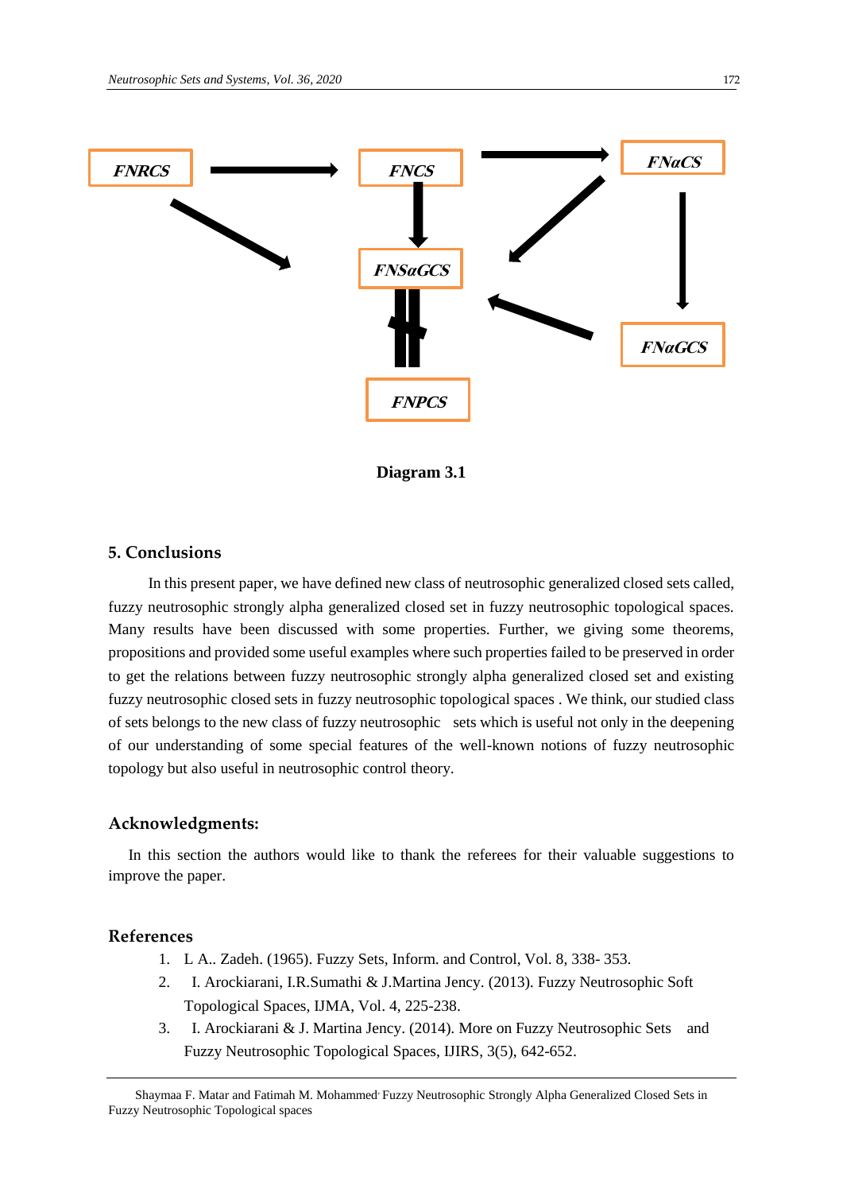FNRCS → FNCS → FNαCS

FNRCS → FNSαGCS

FNCS → FNSαGCS

FNαCS → FNSαGCS

FNαCS → FNαGCS

FNαGCS → FNSαGCS

FNSαGCS ⇎ FNPCS

**Diagram 3.1**

## 5. Conclusions

In this present paper, we have defined new class of neutrosophic generalized closed sets called, fuzzy neutrosophic strongly alpha generalized closed set in fuzzy neutrosophic topological spaces. Many results have been discussed with some properties. Further, we giving some theorems, propositions and provided some useful examples where such properties failed to be preserved in order to get the relations between fuzzy neutrosophic strongly alpha generalized closed set and existing fuzzy neutrosophic closed sets in fuzzy neutrosophic topological spaces . We think, our studied class of sets belongs to the new class of fuzzy neutrosophic sets which is useful not only in the deepening of our understanding of some special features of the well-known notions of fuzzy neutrosophic topology but also useful in neutrosophic control theory.

## Acknowledgments:

In this section the authors would like to thank the referees for their valuable suggestions to improve the paper.

## References

1. L A.. Zadeh. (1965). Fuzzy Sets, Inform. and Control, Vol. 8, 338- 353.
2. I. Arockiarani, I.R.Sumathi & J.Martina Jency. (2013). Fuzzy Neutrosophic Soft Topological Spaces, IJMA, Vol. 4, 225-238.
3. I. Arockiarani & J. Martina Jency. (2014). More on Fuzzy Neutrosophic Sets and Fuzzy Neutrosophic Topological Spaces, IJIRS, 3(5), 642-652.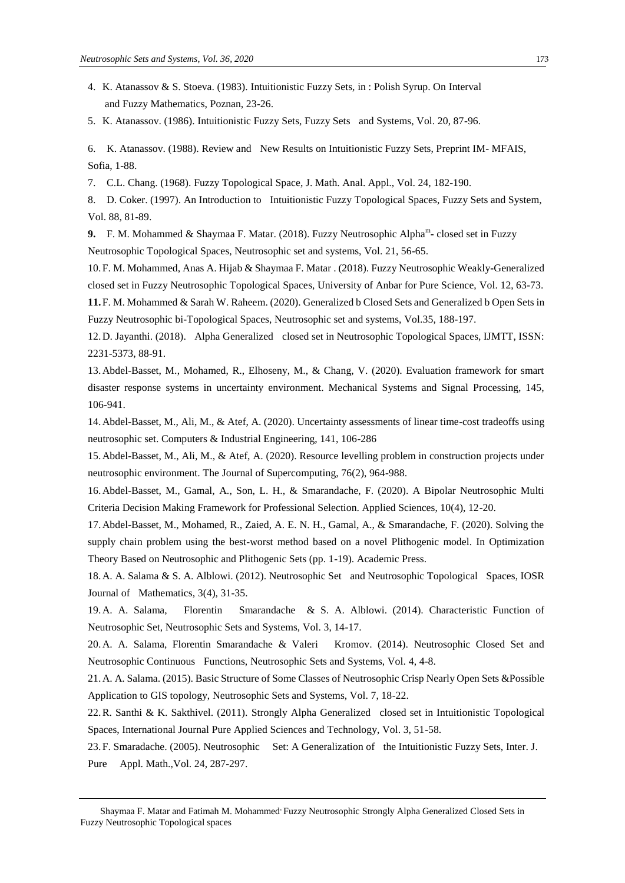4. K. Atanassov & S. Stoeva. (1983). Intuitionistic Fuzzy Sets, in : Polish Syrup. On Interval and Fuzzy Mathematics, Poznan, 23-26.
5. K. Atanassov. (1986). Intuitionistic Fuzzy Sets, Fuzzy Sets and Systems, Vol. 20, 87-96.
6. K. Atanassov. (1988). Review and New Results on Intuitionistic Fuzzy Sets, Preprint IM- MFAIS, Sofia, 1-88.
7. C.L. Chang. (1968). Fuzzy Topological Space, J. Math. Anal. Appl., Vol. 24, 182-190.
8. D. Coker. (1997). An Introduction to Intuitionistic Fuzzy Topological Spaces, Fuzzy Sets and System, Vol. 88, 81-89.
9. F. M. Mohammed & Shaymaa F. Matar. (2018). Fuzzy Neutrosophic Alpha$^{m}$- closed set in Fuzzy Neutrosophic Topological Spaces, Neutrosophic set and systems, Vol. 21, 56-65.
10. F. M. Mohammed, Anas A. Hijab & Shaymaa F. Matar . (2018). Fuzzy Neutrosophic Weakly-Generalized closed set in Fuzzy Neutrosophic Topological Spaces, University of Anbar for Pure Science, Vol. 12, 63-73.
11. F. M. Mohammed & Sarah W. Raheem. (2020). Generalized b Closed Sets and Generalized b Open Sets in Fuzzy Neutrosophic bi-Topological Spaces, Neutrosophic set and systems, Vol.35, 188-197.
12. D. Jayanthi. (2018). Alpha Generalized closed set in Neutrosophic Topological Spaces, IJMTT, ISSN: 2231-5373, 88-91.
13. Abdel-Basset, M., Mohamed, R., Elhoseny, M., & Chang, V. (2020). Evaluation framework for smart disaster response systems in uncertainty environment. Mechanical Systems and Signal Processing, 145, 106-941.
14. Abdel-Basset, M., Ali, M., & Atef, A. (2020). Uncertainty assessments of linear time-cost tradeoffs using neutrosophic set. Computers & Industrial Engineering, 141, 106-286
15. Abdel-Basset, M., Ali, M., & Atef, A. (2020). Resource levelling problem in construction projects under neutrosophic environment. The Journal of Supercomputing, 76(2), 964-988.
16. Abdel-Basset, M., Gamal, A., Son, L. H., & Smarandache, F. (2020). A Bipolar Neutrosophic Multi Criteria Decision Making Framework for Professional Selection. Applied Sciences, 10(4), 12-20.
17. Abdel-Basset, M., Mohamed, R., Zaied, A. E. N. H., Gamal, A., & Smarandache, F. (2020). Solving the supply chain problem using the best-worst method based on a novel Plithogenic model. In Optimization Theory Based on Neutrosophic and Plithogenic Sets (pp. 1-19). Academic Press.
18. A. A. Salama & S. A. Alblowi. (2012). Neutrosophic Set and Neutrosophic Topological Spaces, IOSR Journal of Mathematics, 3(4), 31-35.
19. A. A. Salama, Florentin Smarandache & S. A. Alblowi. (2014). Characteristic Function of Neutrosophic Set, Neutrosophic Sets and Systems, Vol. 3, 14-17.
20. A. A. Salama, Florentin Smarandache & Valeri Kromov. (2014). Neutrosophic Closed Set and Neutrosophic Continuous Functions, Neutrosophic Sets and Systems, Vol. 4, 4-8.
21. A. A. Salama. (2015). Basic Structure of Some Classes of Neutrosophic Crisp Nearly Open Sets &Possible Application to GIS topology, Neutrosophic Sets and Systems, Vol. 7, 18-22.
22. R. Santhi & K. Sakthivel. (2011). Strongly Alpha Generalized closed set in Intuitionistic Topological Spaces, International Journal Pure Applied Sciences and Technology, Vol. 3, 51-58.
23. F. Smaradache. (2005). Neutrosophic Set: A Generalization of the Intuitionistic Fuzzy Sets, Inter. J. Pure Appl. Math.,Vol. 24, 287-297.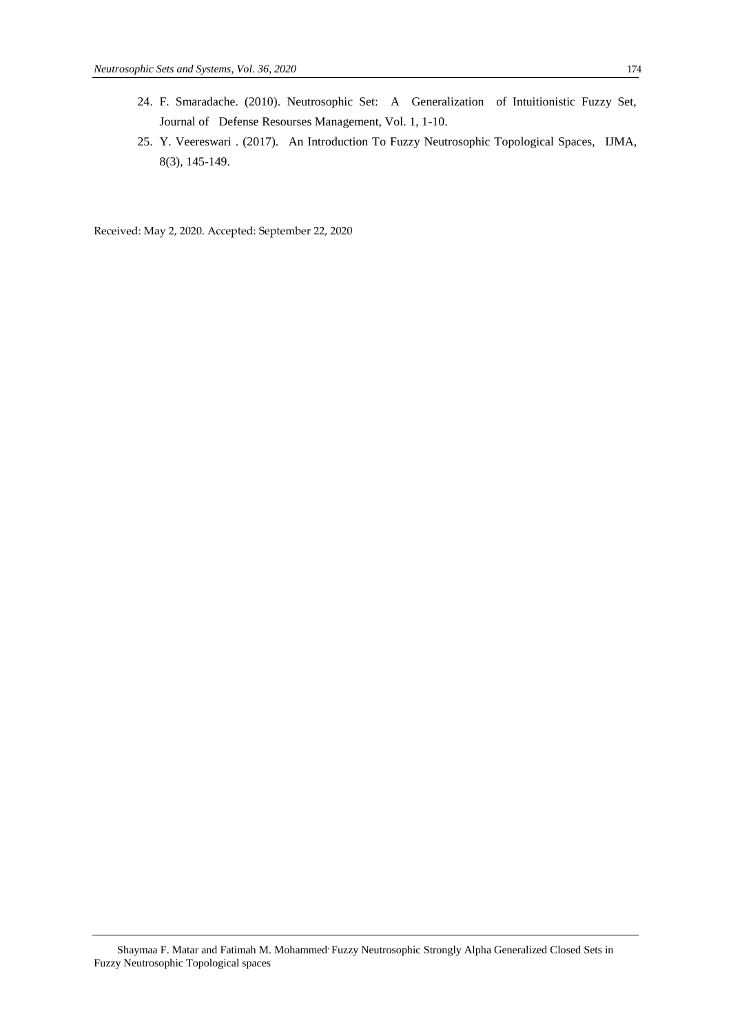24. F. Smaradache. (2010). Neutrosophic Set: A Generalization of Intuitionistic Fuzzy Set, Journal of Defense Resourses Management, Vol. 1, 1-10.
25. Y. Veereswari . (2017). An Introduction To Fuzzy Neutrosophic Topological Spaces, IJMA, 8(3), 145-149.

Received: May 2, 2020. Accepted: September 22, 2020